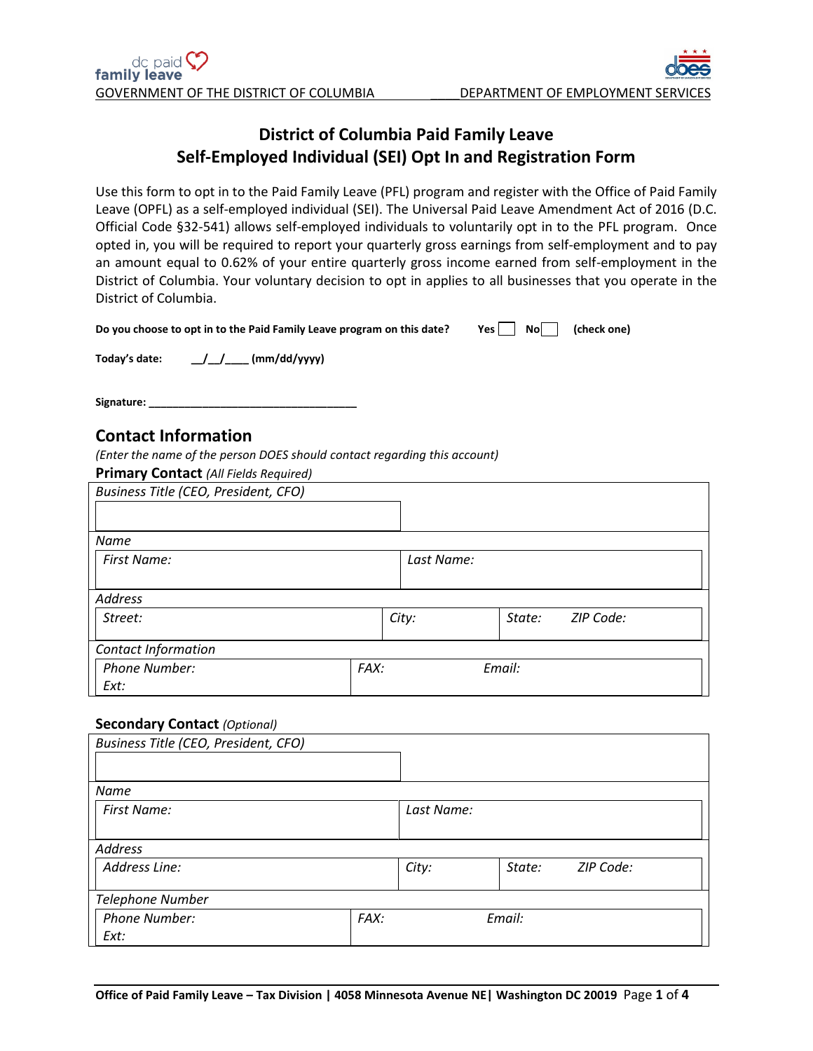dc paid family leave

GOVERNMENT OF THE DISTRICT OF COLUMBIA ____DEPARTMENT OF EMPLOYMENT SERVICES

# District of Columbia Paid Family Leave
# Self-Employed Individual (SEI) Opt In and Registration Form

Use this form to opt in to the Paid Family Leave (PFL) program and register with the Office of Paid Family Leave (OPFL) as a self-employed individual (SEI). The Universal Paid Leave Amendment Act of 2016 (D.C. Official Code §32-541) allows self-employed individuals to voluntarily opt in to the PFL program. Once opted in, you will be required to report your quarterly gross earnings from self-employment and to pay an amount equal to 0.62% of your entire quarterly gross income earned from self-employment in the District of Columbia. Your voluntary decision to opt in applies to all businesses that you operate in the District of Columbia.

**Do you choose to opt in to the Paid Family Leave program on this date?** **Yes** ☐ **No** ☐ **(check one)**

**Today's date:** **__/__/____ (mm/dd/yyyy)**

**Signature: ___________________________________**

## Contact Information

*(Enter the name of the person DOES should contact regarding this account)*

**Primary Contact** *(All Fields Required)*

| | | | |
|---|---|---|---|
| *Business Title (CEO, President, CFO)* | | | |
| | | | |
| *Name* | | | |
| *First Name:* | | *Last Name:* | |
| *Address* | | | |
| *Street:* | *City:* | *State:* | *ZIP Code:* |
| *Contact Information* | | | |
| *Phone Number:* *Ext:* | *FAX:* | *Email:* | |

**Secondary Contact** *(Optional)*

| | | | |
|---|---|---|---|
| *Business Title (CEO, President, CFO)* | | | |
| | | | |
| *Name* | | | |
| *First Name:* | | *Last Name:* | |
| *Address* | | | |
| *Address Line:* | *City:* | *State:* | *ZIP Code:* |
| *Telephone Number* | | | |
| *Phone Number:* *Ext:* | *FAX:* | *Email:* | |

**Office of Paid Family Leave – Tax Division | 4058 Minnesota Avenue NE| Washington DC 20019**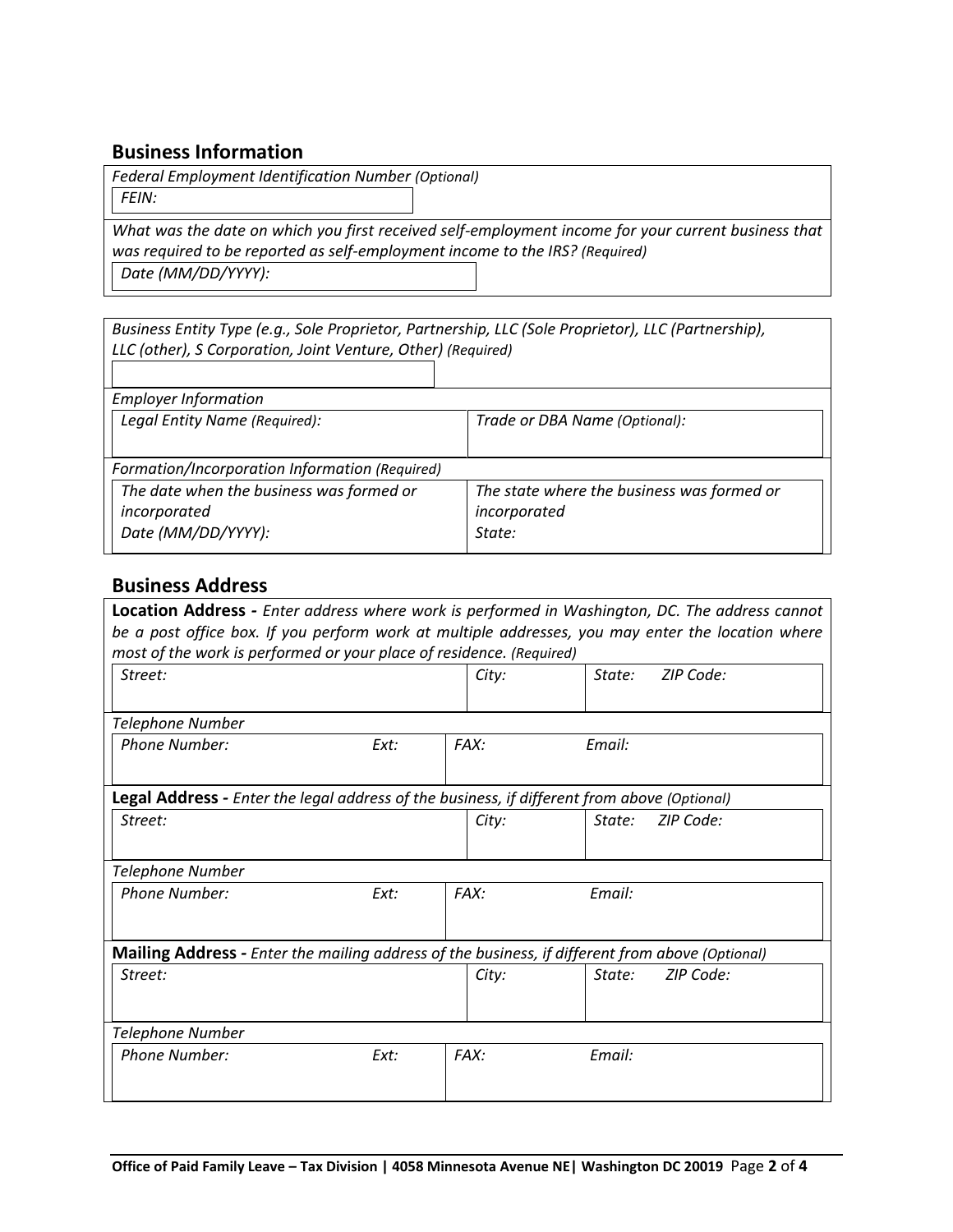## Business Information

*Federal Employment Identification Number (Optional)*

*FEIN:*

*What was the date on which you first received self-employment income for your current business that was required to be reported as self-employment income to the IRS? (Required)*

*Date (MM/DD/YYYY):*

*Business Entity Type (e.g., Sole Proprietor, Partnership, LLC (Sole Proprietor), LLC (Partnership), LLC (other), S Corporation, Joint Venture, Other) (Required)*

*Employer Information*

| | |
|---|---|
| *Legal Entity Name (Required):* | *Trade or DBA Name (Optional):* |

*Formation/Incorporation Information (Required)*

| | |
|---|---|
| *The date when the business was formed or incorporated*<br>*Date (MM/DD/YYYY):* | *The state where the business was formed or incorporated*<br>*State:* |

## Business Address

**Location Address -** *Enter address where work is performed in Washington, DC. The address cannot be a post office box. If you perform work at multiple addresses, you may enter the location where most of the work is performed or your place of residence. (Required)*

| | | |
|---|---|---|
| *Street:* | *City:* | *State: ZIP Code:* |

*Telephone Number*

| | | | |
|---|---|---|---|
| *Phone Number:* | *Ext:* | *FAX:* | *Email:* |

**Legal Address -** *Enter the legal address of the business, if different from above (Optional)*

| | | |
|---|---|---|
| *Street:* | *City:* | *State: ZIP Code:* |

*Telephone Number*

| | | | |
|---|---|---|---|
| *Phone Number:* | *Ext:* | *FAX:* | *Email:* |

**Mailing Address -** *Enter the mailing address of the business, if different from above (Optional)*

| | | |
|---|---|---|
| *Street:* | *City:* | *State: ZIP Code:* |

*Telephone Number*

| | | | |
|---|---|---|---|
| *Phone Number:* | *Ext:* | *FAX:* | *Email:* |

**Office of Paid Family Leave – Tax Division | 4058 Minnesota Avenue NE| Washington DC 20019**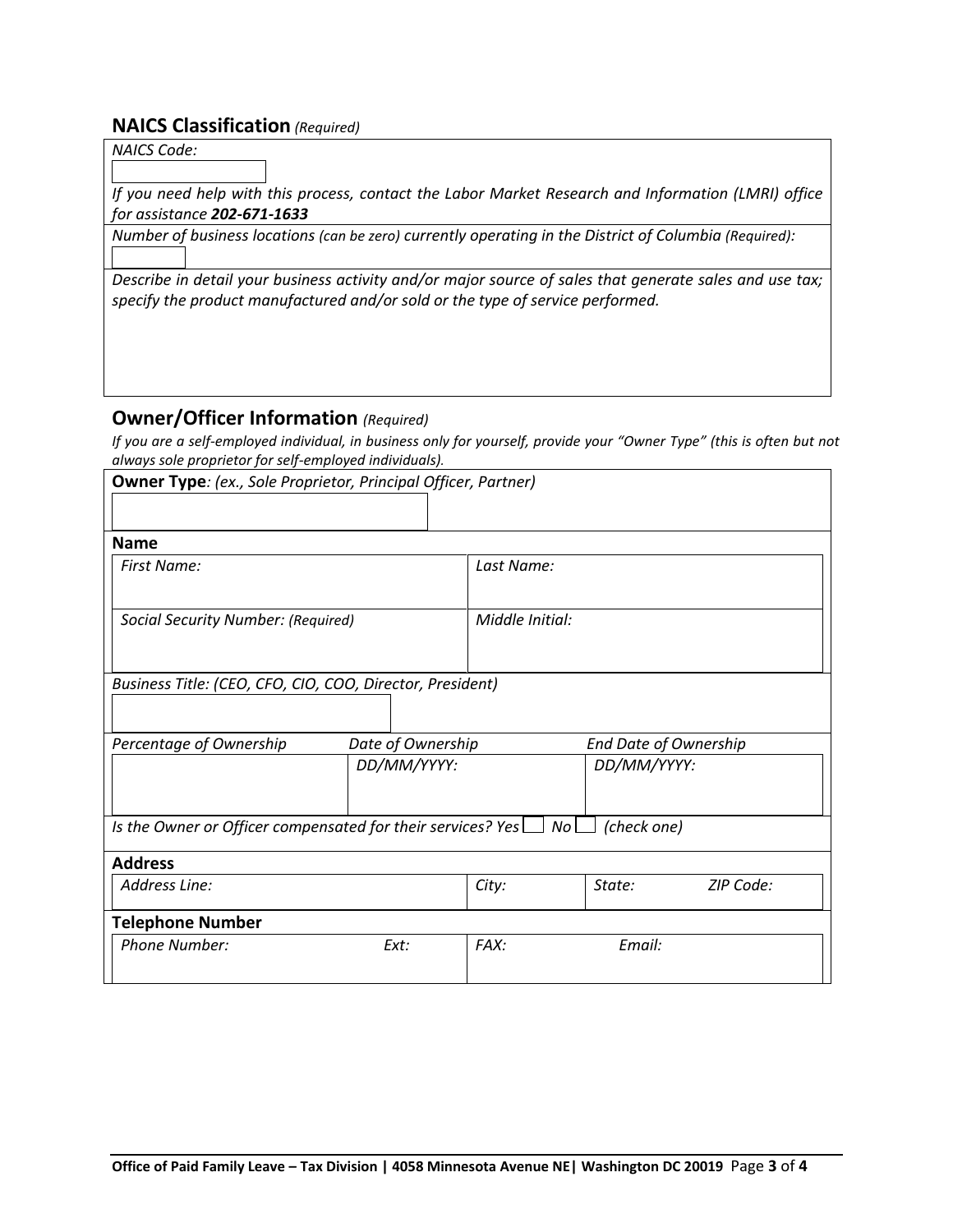## NAICS Classification *(Required)*

*NAICS Code:*

*If you need help with this process, contact the Labor Market Research and Information (LMRI) office for assistance **202-671-1633***

*Number of business locations (can be zero) currently operating in the District of Columbia (Required):*

*Describe in detail your business activity and/or major source of sales that generate sales and use tax; specify the product manufactured and/or sold or the type of service performed.*

## Owner/Officer Information *(Required)*

*If you are a self-employed individual, in business only for yourself, provide your "Owner Type" (this is often but not always sole proprietor for self-employed individuals).*

**Owner Type***: (ex., Sole Proprietor, Principal Officer, Partner)*

**Name**

| | |
|---|---|
| *First Name:* | *Last Name:* |
| *Social Security Number: (Required)* | *Middle Initial:* |

*Business Title: (CEO, CFO, CIO, COO, Director, President)*

| *Percentage of Ownership* | *Date of Ownership* | *End Date of Ownership* |
|---|---|---|
| | *DD/MM/YYYY:* | *DD/MM/YYYY:* |

*Is the Owner or Officer compensated for their services? Yes* ☐ *No* ☐ *(check one)*

**Address**

| | | | |
|---|---|---|---|
| *Address Line:* | *City:* | *State:* | *ZIP Code:* |

**Telephone Number**

| | | | |
|---|---|---|---|
| *Phone Number:* | *Ext:* | *FAX:* | *Email:* |

**Office of Paid Family Leave – Tax Division | 4058 Minnesota Avenue NE| Washington DC 20019**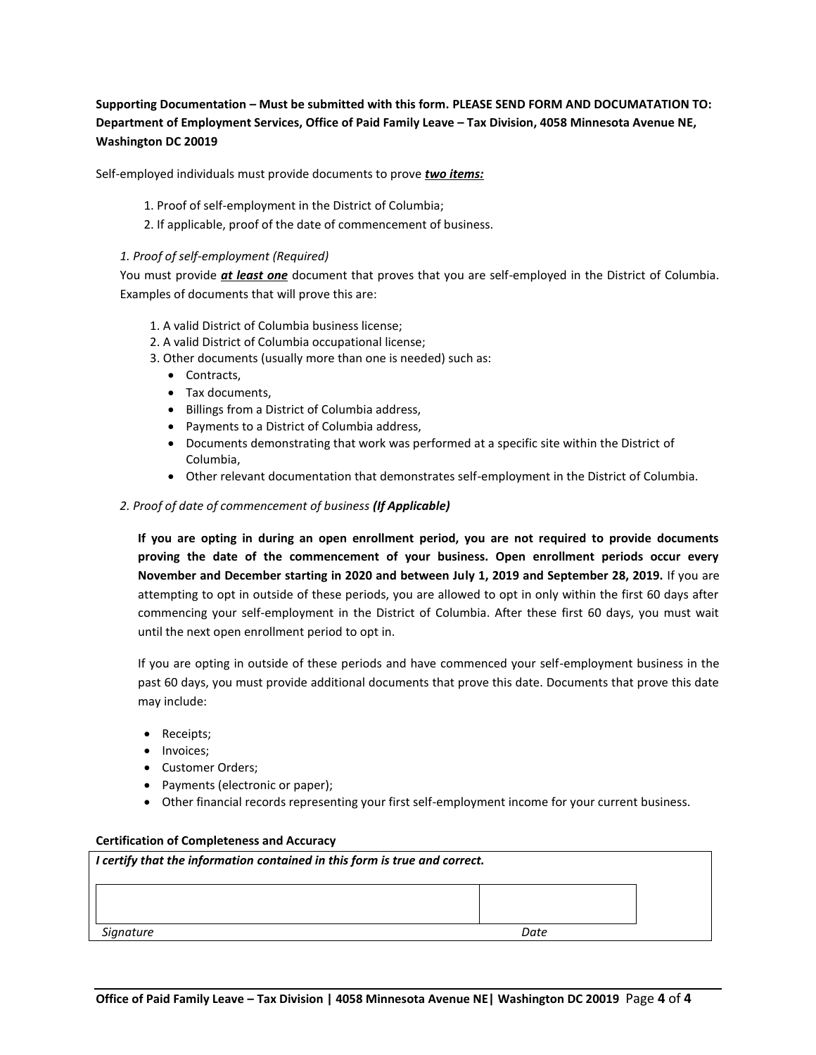**Supporting Documentation – Must be submitted with this form. PLEASE SEND FORM AND DOCUMATATION TO: Department of Employment Services, Office of Paid Family Leave – Tax Division, 4058 Minnesota Avenue NE, Washington DC 20019**

Self-employed individuals must provide documents to prove ***two items:***

1. Proof of self-employment in the District of Columbia;
2. If applicable, proof of the date of commencement of business.

*1. Proof of self-employment (Required)*

You must provide ***at least one*** document that proves that you are self-employed in the District of Columbia. Examples of documents that will prove this are:

1. A valid District of Columbia business license;
2. A valid District of Columbia occupational license;
3. Other documents (usually more than one is needed) such as:
   - Contracts,
   - Tax documents,
   - Billings from a District of Columbia address,
   - Payments to a District of Columbia address,
   - Documents demonstrating that work was performed at a specific site within the District of Columbia,
   - Other relevant documentation that demonstrates self-employment in the District of Columbia.

*2. Proof of date of commencement of business **(If Applicable)***

**If you are opting in during an open enrollment period, you are not required to provide documents proving the date of the commencement of your business. Open enrollment periods occur every November and December starting in 2020 and between July 1, 2019 and September 28, 2019.** If you are attempting to opt in outside of these periods, you are allowed to opt in only within the first 60 days after commencing your self-employment in the District of Columbia. After these first 60 days, you must wait until the next open enrollment period to opt in.

If you are opting in outside of these periods and have commenced your self-employment business in the past 60 days, you must provide additional documents that prove this date. Documents that prove this date may include:

- Receipts;
- Invoices;
- Customer Orders;
- Payments (electronic or paper);
- Other financial records representing your first self-employment income for your current business.

**Certification of Completeness and Accuracy**

***I certify that the information contained in this form is true and correct.***

| | |
|---|---|
| | |
| *Signature* | *Date* |